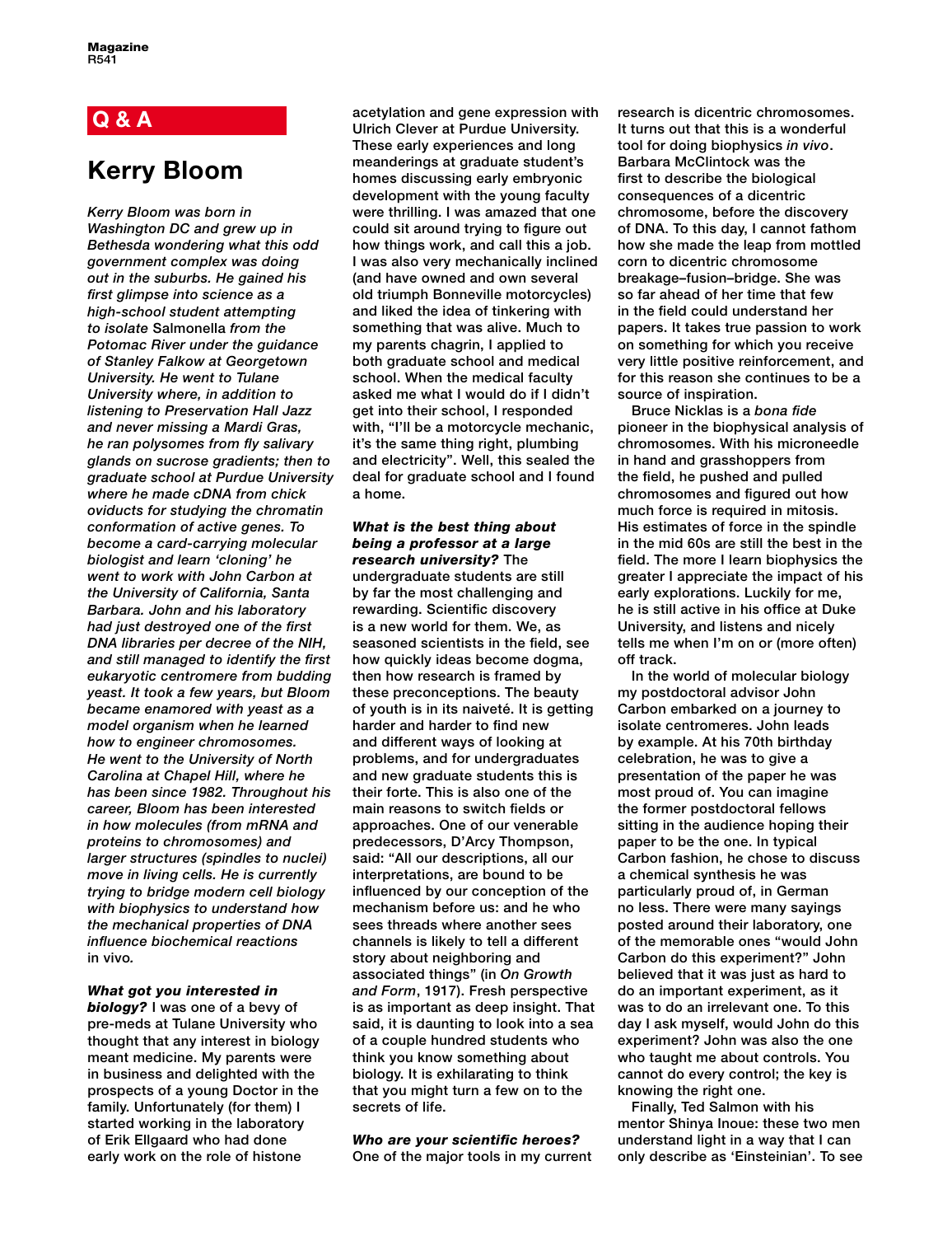## Q & A

# Kerry Bloom

*Kerry Bloom was born in Washington DC and grew up in Bethesda wondering what this odd government complex was doing out in the suburbs. He gained his first glimpse into science as a high-school student attempting to isolate* Salmonella *from the Potomac River under the guidance of Stanley Falkow at Georgetown University. He went to Tulane University where, in addition to listening to Preservation Hall Jazz and never missing a Mardi Gras, he ran polysomes from fly salivary glands on sucrose gradients; then to graduate school at Purdue University where he made cDNA from chick oviducts for studying the chromatin conformation of active genes. To become a card-carrying molecular biologist and learn 'cloning' he went to work with John Carbon at the University of California, Santa Barbara. John and his laboratory had just destroyed one of the first DNA libraries per decree of the NIH, and still managed to identify the first eukaryotic centromere from budding yeast. It took a few years, but Bloom became enamored with yeast as a model organism when he learned how to engineer chromosomes. He went to the University of North Carolina at Chapel Hill, where he has been since 1982. Throughout his career, Bloom has been interested in how molecules (from mRNA and proteins to chromosomes) and larger structures (spindles to nuclei) move in living cells. He is currently trying to bridge modern cell biology with biophysics to understand how the mechanical properties of DNA influence biochemical reactions* in vivo*.*

***What got you interested in biology?*** I was one of a bevy of pre-meds at Tulane University who thought that any interest in biology meant medicine. My parents were in business and delighted with the prospects of a young Doctor in the family. Unfortunately (for them) I started working in the laboratory of Erik Ellgaard who had done early work on the role of histone acetylation and gene expression with Ulrich Clever at Purdue University. These early experiences and long meanderings at graduate student's homes discussing early embryonic development with the young faculty were thrilling. I was amazed that one could sit around trying to figure out how things work, and call this a job. I was also very mechanically inclined (and have owned and own several old triumph Bonneville motorcycles) and liked the idea of tinkering with something that was alive. Much to my parents chagrin, I applied to both graduate school and medical school. When the medical faculty asked me what I would do if I didn't get into their school, I responded with, "I'll be a motorcycle mechanic, it's the same thing right, plumbing and electricity". Well, this sealed the deal for graduate school and I found a home.

***What is the best thing about being a professor at a large research university?*** The undergraduate students are still by far the most challenging and rewarding. Scientific discovery is a new world for them. We, as seasoned scientists in the field, see how quickly ideas become dogma, then how research is framed by these preconceptions. The beauty of youth is in its naiveté. It is getting harder and harder to find new and different ways of looking at problems, and for undergraduates and new graduate students this is their forte. This is also one of the main reasons to switch fields or approaches. One of our venerable predecessors, D'Arcy Thompson, said: "All our descriptions, all our interpretations, are bound to be influenced by our conception of the mechanism before us: and he who sees threads where another sees channels is likely to tell a different story about neighboring and associated things" (in *On Growth and Form*, 1917). Fresh perspective is as important as deep insight. That said, it is daunting to look into a sea of a couple hundred students who think you know something about biology. It is exhilarating to think that you might turn a few on to the secrets of life.

***Who are your scientific heroes?*** One of the major tools in my current research is dicentric chromosomes. It turns out that this is a wonderful tool for doing biophysics *in vivo*. Barbara McClintock was the first to describe the biological consequences of a dicentric chromosome, before the discovery of DNA. To this day, I cannot fathom how she made the leap from mottled corn to dicentric chromosome breakage–fusion–bridge. She was so far ahead of her time that few in the field could understand her papers. It takes true passion to work on something for which you receive very little positive reinforcement, and for this reason she continues to be a source of inspiration.

Bruce Nicklas is a *bona fide* pioneer in the biophysical analysis of chromosomes. With his microneedle in hand and grasshoppers from the field, he pushed and pulled chromosomes and figured out how much force is required in mitosis. His estimates of force in the spindle in the mid 60s are still the best in the field. The more I learn biophysics the greater I appreciate the impact of his early explorations. Luckily for me, he is still active in his office at Duke University, and listens and nicely tells me when I'm on or (more often) off track.

In the world of molecular biology my postdoctoral advisor John Carbon embarked on a journey to isolate centromeres. John leads by example. At his 70th birthday celebration, he was to give a presentation of the paper he was most proud of. You can imagine the former postdoctoral fellows sitting in the audience hoping their paper to be the one. In typical Carbon fashion, he chose to discuss a chemical synthesis he was particularly proud of, in German no less. There were many sayings posted around their laboratory, one of the memorable ones "would John Carbon do this experiment?" John believed that it was just as hard to do an important experiment, as it was to do an irrelevant one. To this day I ask myself, would John do this experiment? John was also the one who taught me about controls. You cannot do every control; the key is knowing the right one.

Finally, Ted Salmon with his mentor Shinya Inoue: these two men understand light in a way that I can only describe as 'Einsteinian'. To see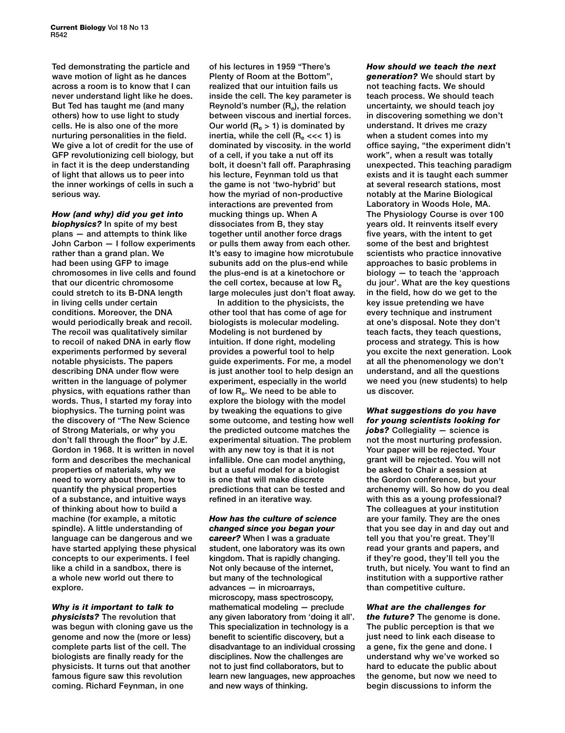Ted demonstrating the particle and wave motion of light as he dances across a room is to know that I can never understand light like he does. But Ted has taught me (and many others) how to use light to study cells. He is also one of the more nurturing personalities in the field. We give a lot of credit for the use of GFP revolutionizing cell biology, but in fact it is the deep understanding of light that allows us to peer into the inner workings of cells in such a serious way.

***How (and why) did you get into biophysics?*** In spite of my best plans — and attempts to think like John Carbon — I follow experiments rather than a grand plan. We had been using GFP to image chromosomes in live cells and found that our dicentric chromosome could stretch to its B-DNA length in living cells under certain conditions. Moreover, the DNA would periodically break and recoil. The recoil was qualitatively similar to recoil of naked DNA in early flow experiments performed by several notable physicists. The papers describing DNA under flow were written in the language of polymer physics, with equations rather than words. Thus, I started my foray into biophysics. The turning point was the discovery of "The New Science of Strong Materials, or why you don't fall through the floor" by J.E. Gordon in 1968. It is written in novel form and describes the mechanical properties of materials, why we need to worry about them, how to quantify the physical properties of a substance, and intuitive ways of thinking about how to build a machine (for example, a mitotic spindle). A little understanding of language can be dangerous and we have started applying these physical concepts to our experiments. I feel like a child in a sandbox, there is a whole new world out there to explore.

***Why is it important to talk to physicists?*** The revolution that was begun with cloning gave us the genome and now the (more or less) complete parts list of the cell. The biologists are finally ready for the physicists. It turns out that another famous figure saw this revolution coming. Richard Feynman, in one of his lectures in 1959 "There's Plenty of Room at the Bottom", realized that our intuition fails us inside the cell. The key parameter is Reynold's number ($R_e$), the relation between viscous and inertial forces. Our world ($R_e > 1$) is dominated by inertia, while the cell ($R_e <<< 1$) is dominated by viscosity. in the world of a cell, if you take a nut off its bolt, it doesn't fall off. Paraphrasing his lecture, Feynman told us that the game is not 'two-hybrid' but how the myriad of non-productive interactions are prevented from mucking things up. When A dissociates from B, they stay together until another force drags or pulls them away from each other. It's easy to imagine how microtubule subunits add on the plus-end while the plus-end is at a kinetochore or the cell cortex, because at low $R_e$ large molecules just don't float away.

In addition to the physicists, the other tool that has come of age for biologists is molecular modeling. Modeling is not burdened by intuition. If done right, modeling provides a powerful tool to help guide experiments. For me, a model is just another tool to help design an experiment, especially in the world of low $R_e$. We need to be able to explore the biology with the model by tweaking the equations to give some outcome, and testing how well the predicted outcome matches the experimental situation. The problem with any new toy is that it is not infallible. One can model anything, but a useful model for a biologist is one that will make discrete predictions that can be tested and refined in an iterative way.

***How has the culture of science changed since you began your career?*** When I was a graduate student, one laboratory was its own kingdom. That is rapidly changing. Not only because of the internet, but many of the technological advances — in microarrays, microscopy, mass spectroscopy, mathematical modeling — preclude any given laboratory from 'doing it all'. This specialization in technology is a benefit to scientific discovery, but a disadvantage to an individual crossing disciplines. Now the challenges are not to just find collaborators, but to learn new languages, new approaches and new ways of thinking.

***How should we teach the next generation?*** We should start by not teaching facts. We should teach process. We should teach uncertainty, we should teach joy in discovering something we don't understand. It drives me crazy when a student comes into my office saying, "the experiment didn't work", when a result was totally unexpected. This teaching paradigm exists and it is taught each summer at several research stations, most notably at the Marine Biological Laboratory in Woods Hole, MA. The Physiology Course is over 100 years old. It reinvents itself every five years, with the intent to get some of the best and brightest scientists who practice innovative approaches to basic problems in biology — to teach the 'approach du jour'. What are the key questions in the field, how do we get to the key issue pretending we have every technique and instrument at one's disposal. Note they don't teach facts, they teach questions, process and strategy. This is how you excite the next generation. Look at all the phenomenology we don't understand, and all the questions we need you (new students) to help us discover.

***What suggestions do you have for young scientists looking for jobs?*** Collegiality — science is not the most nurturing profession. Your paper will be rejected. Your grant will be rejected. You will not be asked to Chair a session at the Gordon conference, but your archenemy will. So how do you deal with this as a young professional? The colleagues at your institution are your family. They are the ones that you see day in and day out and tell you that you're great. They'll read your grants and papers, and if they're good, they'll tell you the truth, but nicely. You want to find an institution with a supportive rather than competitive culture.

***What are the challenges for the future?*** The genome is done. The public perception is that we just need to link each disease to a gene, fix the gene and done. I understand why we've worked so hard to educate the public about the genome, but now we need to begin discussions to inform the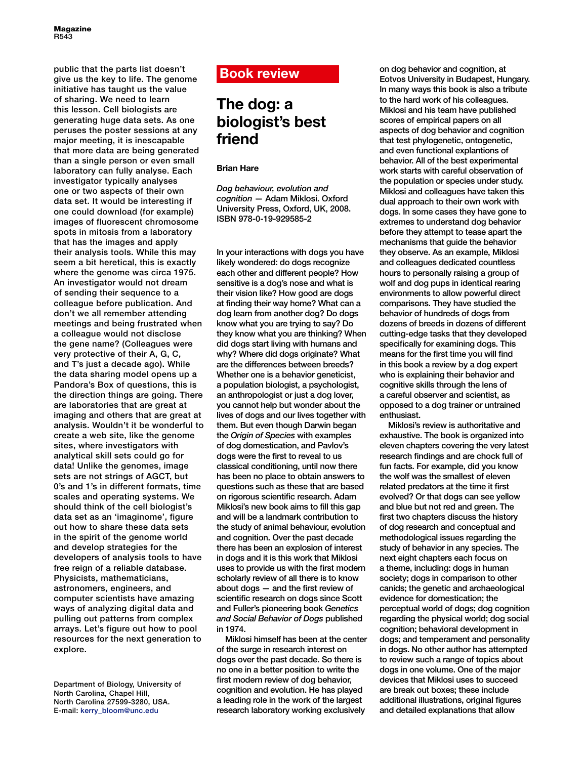public that the parts list doesn't give us the key to life. The genome initiative has taught us the value of sharing. We need to learn this lesson. Cell biologists are generating huge data sets. As one peruses the poster sessions at any major meeting, it is inescapable that more data are being generated than a single person or even small laboratory can fully analyse. Each investigator typically analyses one or two aspects of their own data set. It would be interesting if one could download (for example) images of fluorescent chromosome spots in mitosis from a laboratory that has the images and apply their analysis tools. While this may seem a bit heretical, this is exactly where the genome was circa 1975. An investigator would not dream of sending their sequence to a colleague before publication. And don't we all remember attending meetings and being frustrated when a colleague would not disclose the gene name? (Colleagues were very protective of their A, G, C, and T's just a decade ago). While the data sharing model opens up a Pandora's Box of questions, this is the direction things are going. There are laboratories that are great at imaging and others that are great at analysis. Wouldn't it be wonderful to create a web site, like the genome sites, where investigators with analytical skill sets could go for data! Unlike the genomes, image sets are not strings of AGCT, but 0's and 1's in different formats, time scales and operating systems. We should think of the cell biologist's data set as an 'imaginome', figure out how to share these data sets in the spirit of the genome world and develop strategies for the developers of analysis tools to have free reign of a reliable database. Physicists, mathematicians, astronomers, engineers, and computer scientists have amazing ways of analyzing digital data and pulling out patterns from complex arrays. Let's figure out how to pool resources for the next generation to explore.

Department of Biology, University of North Carolina, Chapel Hill, North Carolina 27599-3280, USA.
E-mail: kerry_bloom@unc.edu

## Book review

# The dog: a biologist's best friend

**Brian Hare**

*Dog behaviour, evolution and cognition* — Adam Miklosi. Oxford University Press, Oxford, UK, 2008. ISBN 978-0-19-929585-2

In your interactions with dogs you have likely wondered: do dogs recognize each other and different people? How sensitive is a dog's nose and what is their vision like? How good are dogs at finding their way home? What can a dog learn from another dog? Do dogs know what you are trying to say? Do they know what you are thinking? When did dogs start living with humans and why? Where did dogs originate? What are the differences between breeds? Whether one is a behavior geneticist, a population biologist, a psychologist, an anthropologist or just a dog lover, you cannot help but wonder about the lives of dogs and our lives together with them. But even though Darwin began the *Origin of Species* with examples of dog domestication, and Pavlov's dogs were the first to reveal to us classical conditioning, until now there has been no place to obtain answers to questions such as these that are based on rigorous scientific research. Adam Miklosi's new book aims to fill this gap and will be a landmark contribution to the study of animal behaviour, evolution and cognition. Over the past decade there has been an explosion of interest in dogs and it is this work that Miklosi uses to provide us with the first modern scholarly review of all there is to know about dogs — and the first review of scientific research on dogs since Scott and Fuller's pioneering book *Genetics and Social Behavior of Dogs* published in 1974.

Miklosi himself has been at the center of the surge in research interest on dogs over the past decade. So there is no one in a better position to write the first modern review of dog behavior, cognition and evolution. He has played a leading role in the work of the largest research laboratory working exclusively on dog behavior and cognition, at Eotvos University in Budapest, Hungary. In many ways this book is also a tribute to the hard work of his colleagues. Miklosi and his team have published scores of empirical papers on all aspects of dog behavior and cognition that test phylogenetic, ontogenetic, and even functional explantions of behavior. All of the best experimental work starts with careful observation of the population or species under study. Miklosi and colleagues have taken this dual approach to their own work with dogs. In some cases they have gone to extremes to understand dog behavior before they attempt to tease apart the mechanisms that guide the behavior they observe. As an example, Miklosi and colleagues dedicated countless hours to personally raising a group of wolf and dog pups in identical rearing environments to allow powerful direct comparisons. They have studied the behavior of hundreds of dogs from dozens of breeds in dozens of different cutting-edge tasks that they developed specifically for examining dogs. This means for the first time you will find in this book a review by a dog expert who is explaining their behavior and cognitive skills through the lens of a careful observer and scientist, as opposed to a dog trainer or untrained enthusiast.

Miklosi's review is authoritative and exhaustive. The book is organized into eleven chapters covering the very latest research findings and are chock full of fun facts. For example, did you know the wolf was the smallest of eleven related predators at the time it first evolved? Or that dogs can see yellow and blue but not red and green. The first two chapters discuss the history of dog research and conceptual and methodological issues regarding the study of behavior in any species. The next eight chapters each focus on a theme, including: dogs in human society; dogs in comparison to other canids; the genetic and archaeological evidence for domestication; the perceptual world of dogs; dog cognition regarding the physical world; dog social cognition; behavioral development in dogs; and temperament and personality in dogs. No other author has attempted to review such a range of topics about dogs in one volume. One of the major devices that Miklosi uses to succeed are break out boxes; these include additional illustrations, original figures and detailed explanations that allow